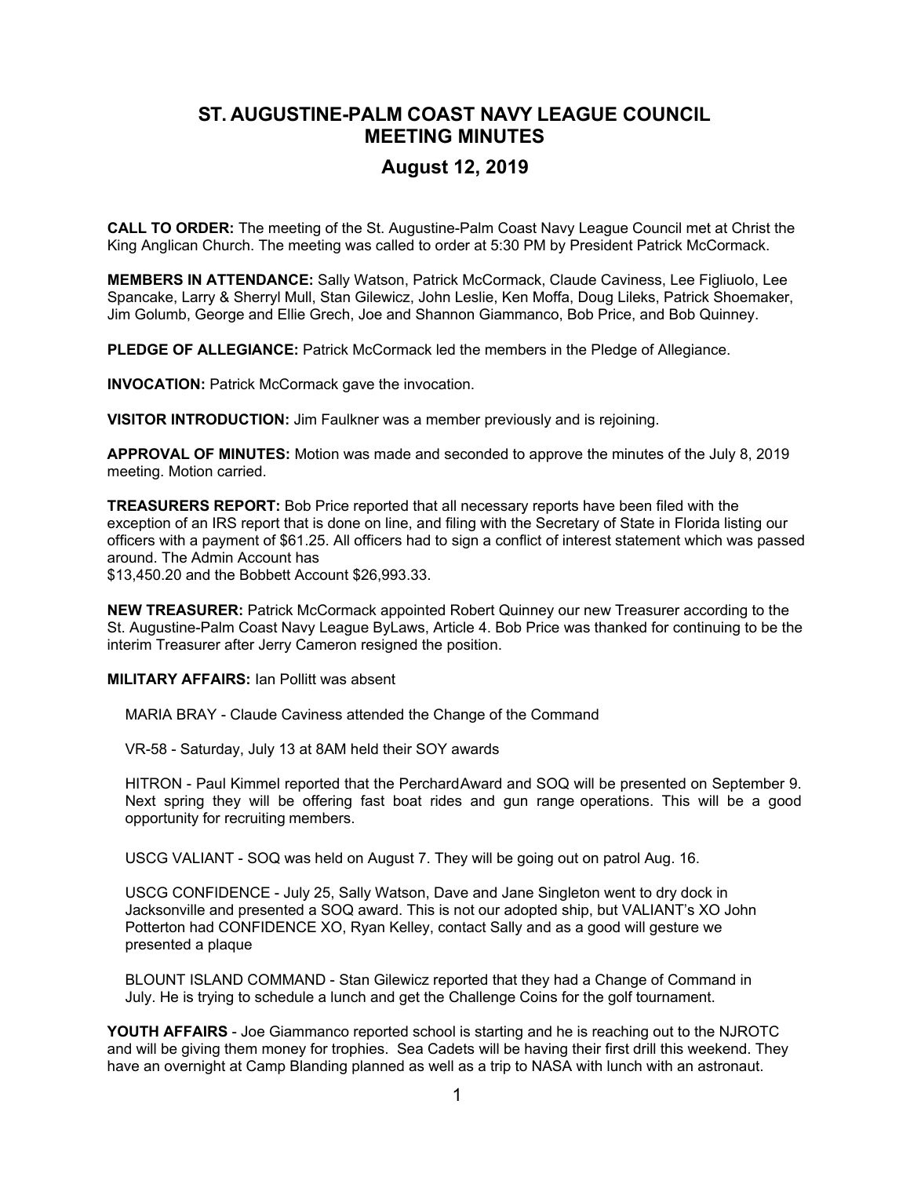# ST. AUGUSTINE-PALM COAST NAVY LEAGUE COUNCIL MEETING MINUTES

## August 12, 2019

**CALL TO ORDER:** The meeting of the St. Augustine-Palm Coast Navy League Council met at Christ the King Anglican Church. The meeting was called to order at 5:30 PM by President Patrick McCormack.

**MEMBERS IN ATTENDANCE:** Sally Watson, Patrick McCormack, Claude Caviness, Lee Figliuolo, Lee Spancake, Larry & Sherryl Mull, Stan Gilewicz, John Leslie, Ken Moffa, Doug Lileks, Patrick Shoemaker, Jim Golumb, George and Ellie Grech, Joe and Shannon Giammanco, Bob Price, and Bob Quinney.

**PLEDGE OF ALLEGIANCE:** Patrick McCormack led the members in the Pledge of Allegiance.

**INVOCATION:** Patrick McCormack gave the invocation.

**VISITOR INTRODUCTION:** Jim Faulkner was a member previously and is rejoining.

**APPROVAL OF MINUTES:** Motion was made and seconded to approve the minutes of the July 8, 2019 meeting. Motion carried.

**TREASURERS REPORT:** Bob Price reported that all necessary reports have been filed with the exception of an IRS report that is done on line, and filing with the Secretary of State in Florida listing our officers with a payment of $61.25. All officers had to sign a conflict of interest statement which was passed around. The Admin Account has $13,450.20 and the Bobbett Account $26,993.33.

**NEW TREASURER:** Patrick McCormack appointed Robert Quinney our new Treasurer according to the St. Augustine-Palm Coast Navy League ByLaws, Article 4. Bob Price was thanked for continuing to be the interim Treasurer after Jerry Cameron resigned the position.

**MILITARY AFFAIRS:** Ian Pollitt was absent

MARIA BRAY - Claude Caviness attended the Change of the Command

VR-58 - Saturday, July 13 at 8AM held their SOY awards

HITRON - Paul Kimmel reported that the PerchardAward and SOQ will be presented on September 9. Next spring they will be offering fast boat rides and gun range operations. This will be a good opportunity for recruiting members.

USCG VALIANT - SOQ was held on August 7. They will be going out on patrol Aug. 16.

USCG CONFIDENCE - July 25, Sally Watson, Dave and Jane Singleton went to dry dock in Jacksonville and presented a SOQ award. This is not our adopted ship, but VALIANT's XO John Potterton had CONFIDENCE XO, Ryan Kelley, contact Sally and as a good will gesture we presented a plaque

BLOUNT ISLAND COMMAND - Stan Gilewicz reported that they had a Change of Command in July. He is trying to schedule a lunch and get the Challenge Coins for the golf tournament.

**YOUTH AFFAIRS** - Joe Giammanco reported school is starting and he is reaching out to the NJROTC and will be giving them money for trophies. Sea Cadets will be having their first drill this weekend. They have an overnight at Camp Blanding planned as well as a trip to NASA with lunch with an astronaut.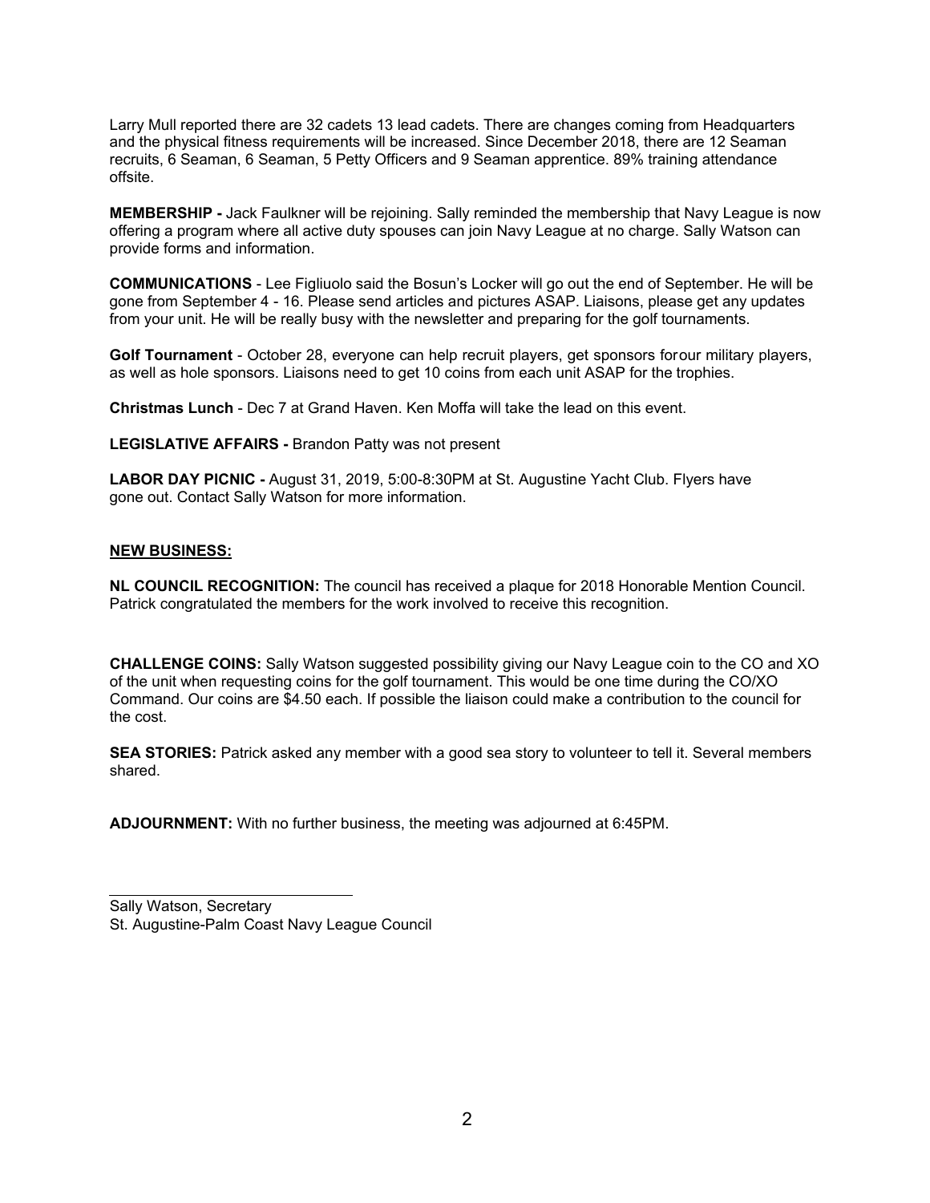Larry Mull reported there are 32 cadets 13 lead cadets. There are changes coming from Headquarters and the physical fitness requirements will be increased. Since December 2018, there are 12 Seaman recruits, 6 Seaman, 6 Seaman, 5 Petty Officers and 9 Seaman apprentice. 89% training attendance offsite.

**MEMBERSHIP -** Jack Faulkner will be rejoining. Sally reminded the membership that Navy League is now offering a program where all active duty spouses can join Navy League at no charge. Sally Watson can provide forms and information.

**COMMUNICATIONS** - Lee Figliuolo said the Bosun's Locker will go out the end of September. He will be gone from September 4 - 16. Please send articles and pictures ASAP. Liaisons, please get any updates from your unit. He will be really busy with the newsletter and preparing for the golf tournaments.

**Golf Tournament** - October 28, everyone can help recruit players, get sponsors forour military players, as well as hole sponsors. Liaisons need to get 10 coins from each unit ASAP for the trophies.

**Christmas Lunch** - Dec 7 at Grand Haven. Ken Moffa will take the lead on this event.

**LEGISLATIVE AFFAIRS -** Brandon Patty was not present

**LABOR DAY PICNIC -** August 31, 2019, 5:00-8:30PM at St. Augustine Yacht Club. Flyers have gone out. Contact Sally Watson for more information.

**NEW BUSINESS:**

**NL COUNCIL RECOGNITION:** The council has received a plaque for 2018 Honorable Mention Council. Patrick congratulated the members for the work involved to receive this recognition.

**CHALLENGE COINS:** Sally Watson suggested possibility giving our Navy League coin to the CO and XO of the unit when requesting coins for the golf tournament. This would be one time during the CO/XO Command. Our coins are $4.50 each. If possible the liaison could make a contribution to the council for the cost.

**SEA STORIES:** Patrick asked any member with a good sea story to volunteer to tell it. Several members shared.

**ADJOURNMENT:** With no further business, the meeting was adjourned at 6:45PM.

Sally Watson, Secretary
St. Augustine-Palm Coast Navy League Council